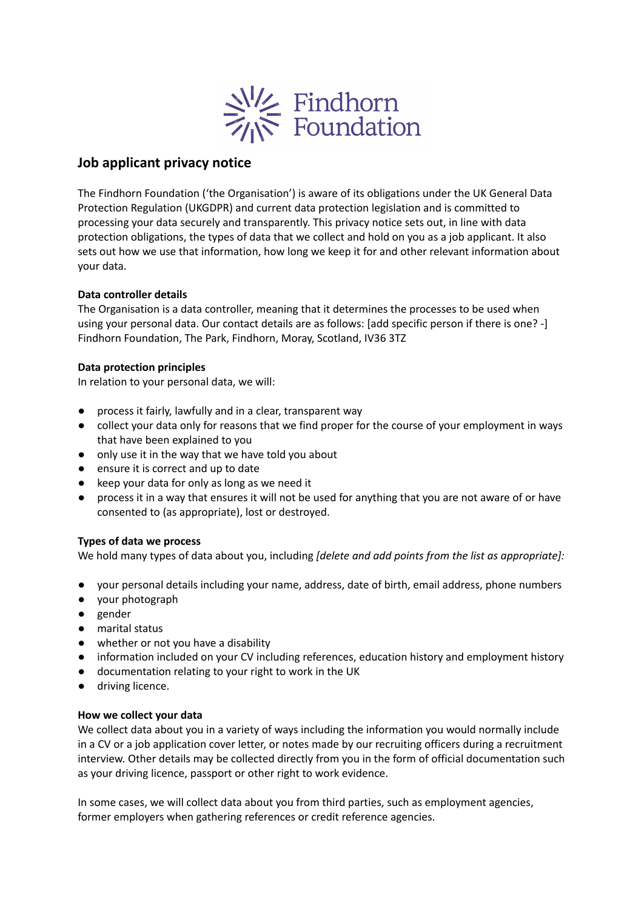Findhorn Foundation

## Job applicant privacy notice

The Findhorn Foundation ('the Organisation') is aware of its obligations under the UK General Data Protection Regulation (UKGDPR) and current data protection legislation and is committed to processing your data securely and transparently. This privacy notice sets out, in line with data protection obligations, the types of data that we collect and hold on you as a job applicant. It also sets out how we use that information, how long we keep it for and other relevant information about your data.

**Data controller details**
The Organisation is a data controller, meaning that it determines the processes to be used when using your personal data. Our contact details are as follows: [add specific person if there is one? -] Findhorn Foundation, The Park, Findhorn, Moray, Scotland, IV36 3TZ

**Data protection principles**
In relation to your personal data, we will:

- process it fairly, lawfully and in a clear, transparent way
- collect your data only for reasons that we find proper for the course of your employment in ways that have been explained to you
- only use it in the way that we have told you about
- ensure it is correct and up to date
- keep your data for only as long as we need it
- process it in a way that ensures it will not be used for anything that you are not aware of or have consented to (as appropriate), lost or destroyed.

**Types of data we process**
We hold many types of data about you, including *[delete and add points from the list as appropriate]:*

- your personal details including your name, address, date of birth, email address, phone numbers
- your photograph
- gender
- marital status
- whether or not you have a disability
- information included on your CV including references, education history and employment history
- documentation relating to your right to work in the UK
- driving licence.

**How we collect your data**
We collect data about you in a variety of ways including the information you would normally include in a CV or a job application cover letter, or notes made by our recruiting officers during a recruitment interview. Other details may be collected directly from you in the form of official documentation such as your driving licence, passport or other right to work evidence.

In some cases, we will collect data about you from third parties, such as employment agencies, former employers when gathering references or credit reference agencies.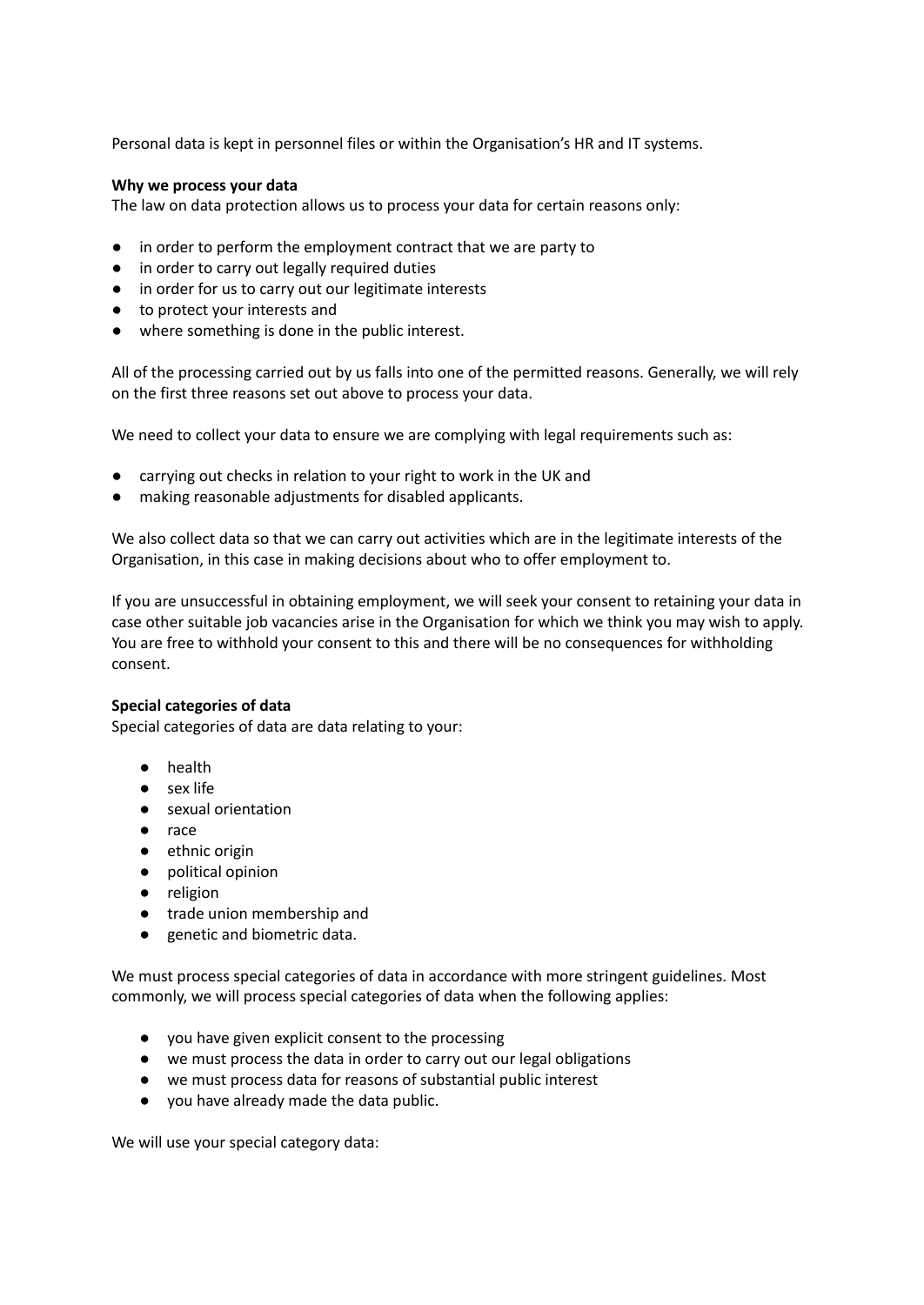Personal data is kept in personnel files or within the Organisation's HR and IT systems.

**Why we process your data**

The law on data protection allows us to process your data for certain reasons only:

- in order to perform the employment contract that we are party to
- in order to carry out legally required duties
- in order for us to carry out our legitimate interests
- to protect your interests and
- where something is done in the public interest.

All of the processing carried out by us falls into one of the permitted reasons. Generally, we will rely on the first three reasons set out above to process your data.

We need to collect your data to ensure we are complying with legal requirements such as:

- carrying out checks in relation to your right to work in the UK and
- making reasonable adjustments for disabled applicants.

We also collect data so that we can carry out activities which are in the legitimate interests of the Organisation, in this case in making decisions about who to offer employment to.

If you are unsuccessful in obtaining employment, we will seek your consent to retaining your data in case other suitable job vacancies arise in the Organisation for which we think you may wish to apply. You are free to withhold your consent to this and there will be no consequences for withholding consent.

**Special categories of data**

Special categories of data are data relating to your:

- health
- sex life
- sexual orientation
- race
- ethnic origin
- political opinion
- religion
- trade union membership and
- genetic and biometric data.

We must process special categories of data in accordance with more stringent guidelines. Most commonly, we will process special categories of data when the following applies:

- you have given explicit consent to the processing
- we must process the data in order to carry out our legal obligations
- we must process data for reasons of substantial public interest
- you have already made the data public.

We will use your special category data: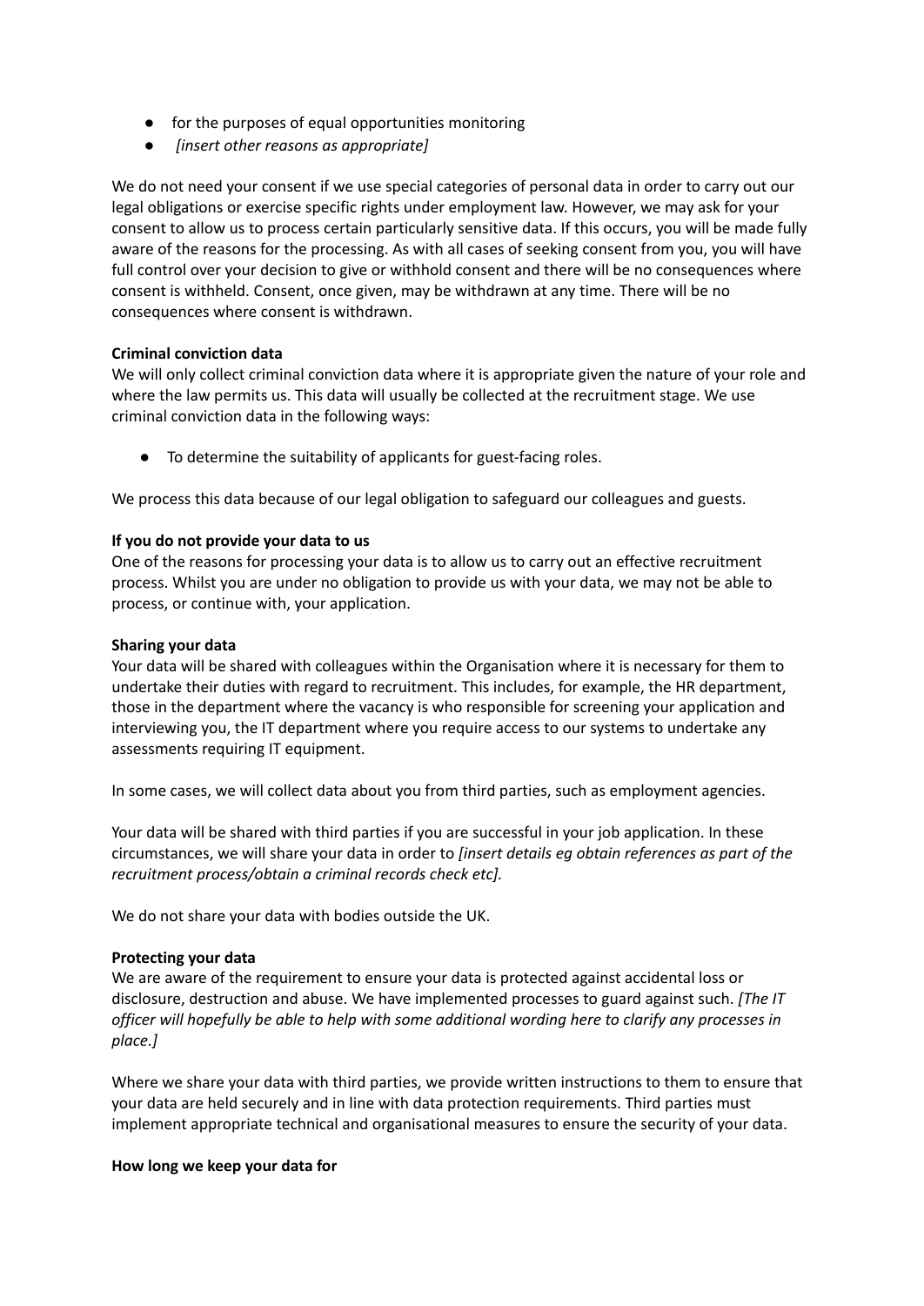- for the purposes of equal opportunities monitoring
- *[insert other reasons as appropriate]*

We do not need your consent if we use special categories of personal data in order to carry out our legal obligations or exercise specific rights under employment law. However, we may ask for your consent to allow us to process certain particularly sensitive data. If this occurs, you will be made fully aware of the reasons for the processing. As with all cases of seeking consent from you, you will have full control over your decision to give or withhold consent and there will be no consequences where consent is withheld. Consent, once given, may be withdrawn at any time. There will be no consequences where consent is withdrawn.

**Criminal conviction data**
We will only collect criminal conviction data where it is appropriate given the nature of your role and where the law permits us. This data will usually be collected at the recruitment stage. We use criminal conviction data in the following ways:

- To determine the suitability of applicants for guest-facing roles.

We process this data because of our legal obligation to safeguard our colleagues and guests.

**If you do not provide your data to us**
One of the reasons for processing your data is to allow us to carry out an effective recruitment process. Whilst you are under no obligation to provide us with your data, we may not be able to process, or continue with, your application.

**Sharing your data**
Your data will be shared with colleagues within the Organisation where it is necessary for them to undertake their duties with regard to recruitment. This includes, for example, the HR department, those in the department where the vacancy is who responsible for screening your application and interviewing you, the IT department where you require access to our systems to undertake any assessments requiring IT equipment.

In some cases, we will collect data about you from third parties, such as employment agencies.

Your data will be shared with third parties if you are successful in your job application. In these circumstances, we will share your data in order to *[insert details eg obtain references as part of the recruitment process/obtain a criminal records check etc].*

We do not share your data with bodies outside the UK.

**Protecting your data**
We are aware of the requirement to ensure your data is protected against accidental loss or disclosure, destruction and abuse. We have implemented processes to guard against such. *[The IT officer will hopefully be able to help with some additional wording here to clarify any processes in place.]*

Where we share your data with third parties, we provide written instructions to them to ensure that your data are held securely and in line with data protection requirements. Third parties must implement appropriate technical and organisational measures to ensure the security of your data.

**How long we keep your data for**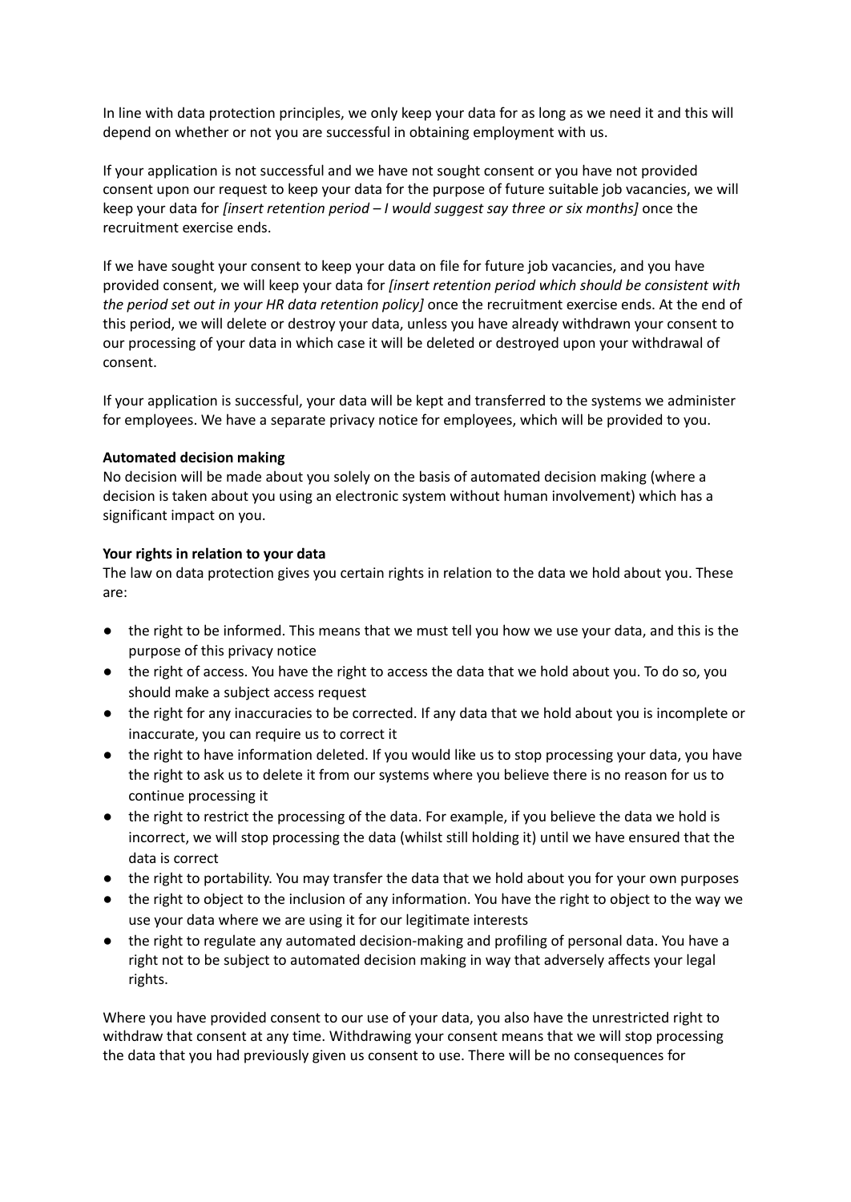In line with data protection principles, we only keep your data for as long as we need it and this will depend on whether or not you are successful in obtaining employment with us.

If your application is not successful and we have not sought consent or you have not provided consent upon our request to keep your data for the purpose of future suitable job vacancies, we will keep your data for *[insert retention period – I would suggest say three or six months]* once the recruitment exercise ends.

If we have sought your consent to keep your data on file for future job vacancies, and you have provided consent, we will keep your data for *[insert retention period which should be consistent with the period set out in your HR data retention policy]* once the recruitment exercise ends. At the end of this period, we will delete or destroy your data, unless you have already withdrawn your consent to our processing of your data in which case it will be deleted or destroyed upon your withdrawal of consent.

If your application is successful, your data will be kept and transferred to the systems we administer for employees. We have a separate privacy notice for employees, which will be provided to you.

**Automated decision making**

No decision will be made about you solely on the basis of automated decision making (where a decision is taken about you using an electronic system without human involvement) which has a significant impact on you.

**Your rights in relation to your data**

The law on data protection gives you certain rights in relation to the data we hold about you. These are:

- the right to be informed. This means that we must tell you how we use your data, and this is the purpose of this privacy notice
- the right of access. You have the right to access the data that we hold about you. To do so, you should make a subject access request
- the right for any inaccuracies to be corrected. If any data that we hold about you is incomplete or inaccurate, you can require us to correct it
- the right to have information deleted. If you would like us to stop processing your data, you have the right to ask us to delete it from our systems where you believe there is no reason for us to continue processing it
- the right to restrict the processing of the data. For example, if you believe the data we hold is incorrect, we will stop processing the data (whilst still holding it) until we have ensured that the data is correct
- the right to portability. You may transfer the data that we hold about you for your own purposes
- the right to object to the inclusion of any information. You have the right to object to the way we use your data where we are using it for our legitimate interests
- the right to regulate any automated decision-making and profiling of personal data. You have a right not to be subject to automated decision making in way that adversely affects your legal rights.

Where you have provided consent to our use of your data, you also have the unrestricted right to withdraw that consent at any time. Withdrawing your consent means that we will stop processing the data that you had previously given us consent to use. There will be no consequences for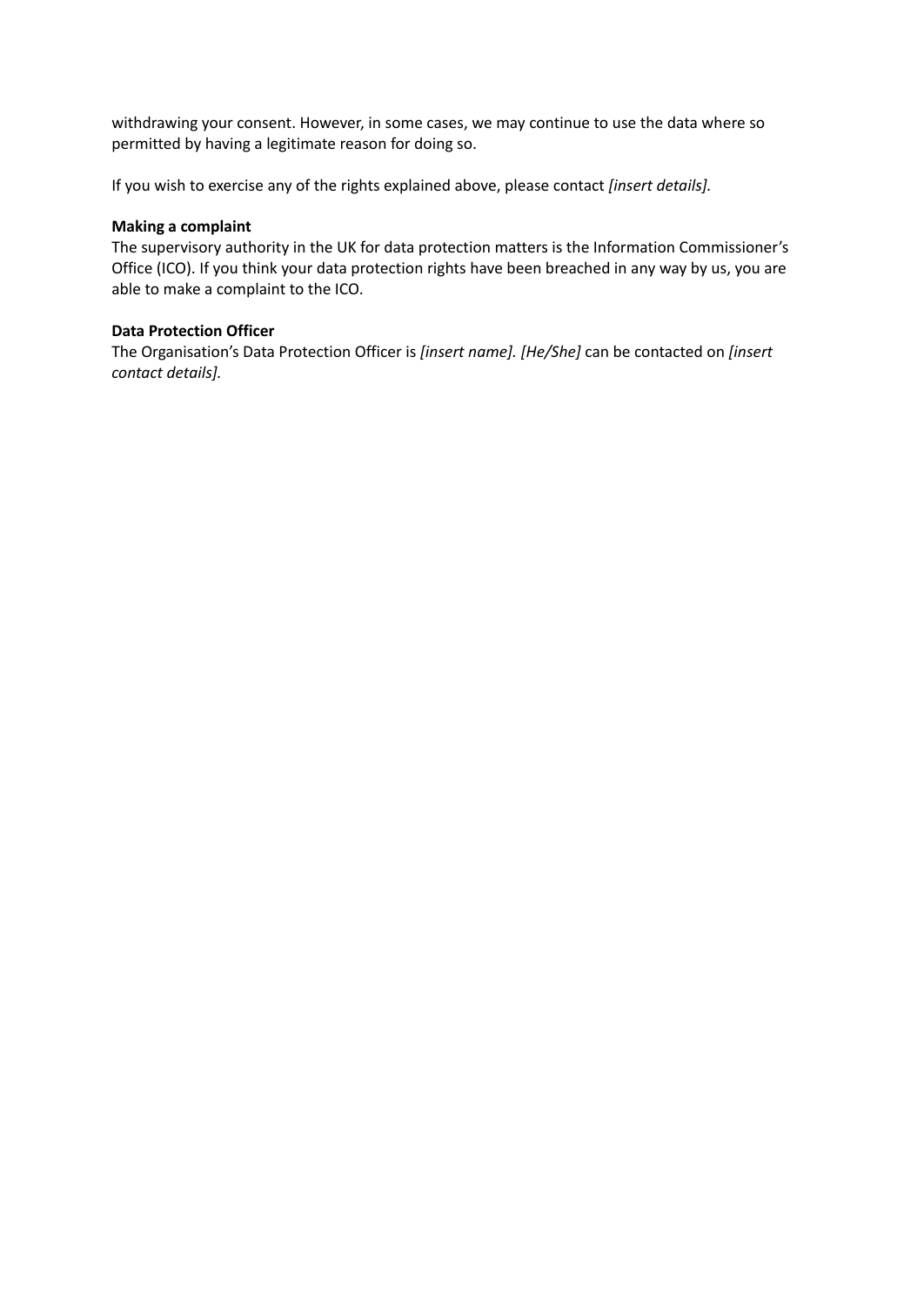withdrawing your consent. However, in some cases, we may continue to use the data where so permitted by having a legitimate reason for doing so.

If you wish to exercise any of the rights explained above, please contact *[insert details].*

**Making a complaint**
The supervisory authority in the UK for data protection matters is the Information Commissioner's Office (ICO). If you think your data protection rights have been breached in any way by us, you are able to make a complaint to the ICO.

**Data Protection Officer**
The Organisation's Data Protection Officer is *[insert name]. [He/She]* can be contacted on *[insert contact details].*